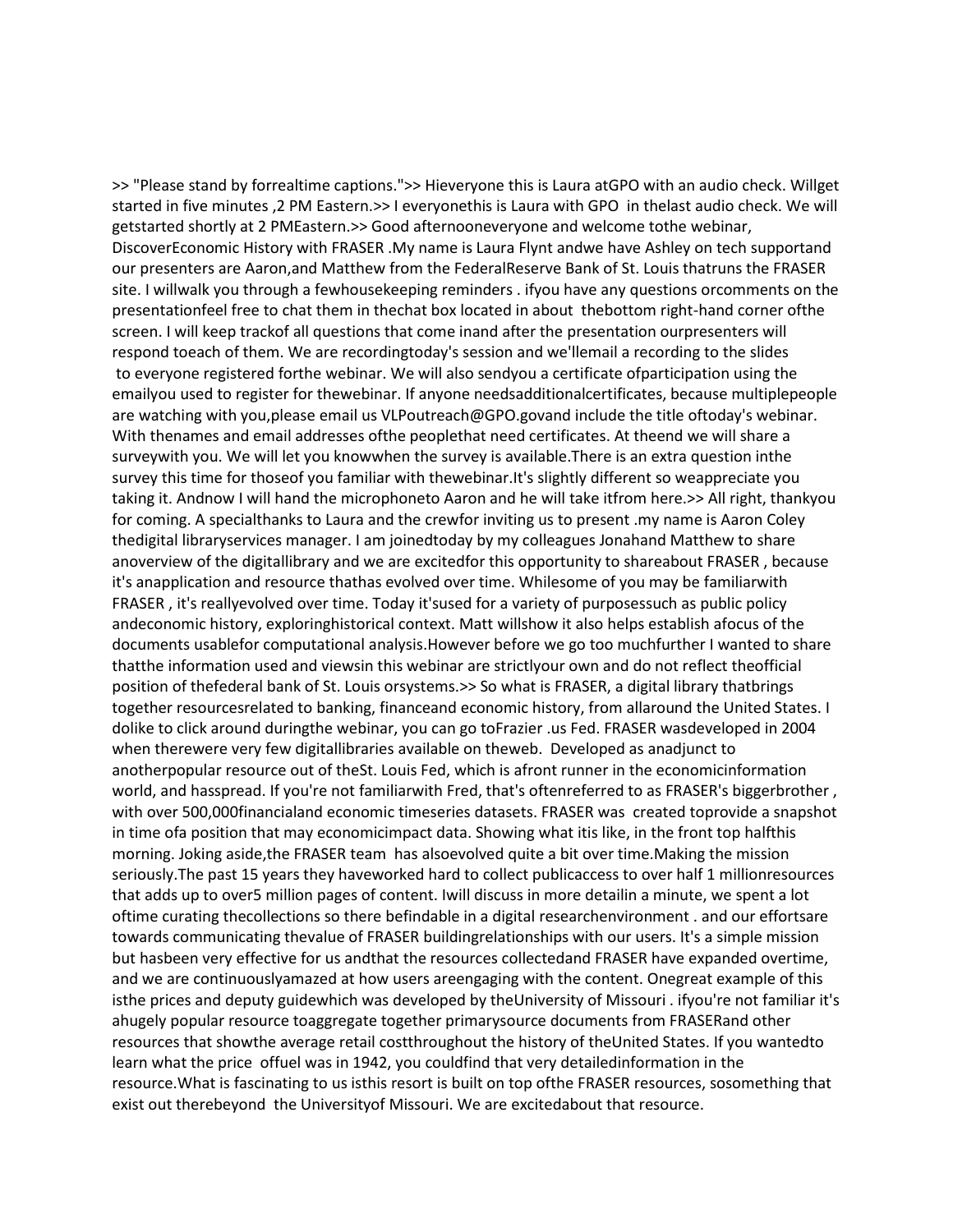>> "Please stand by forrealtime captions.">> Hieveryone this is Laura atGPO with an audio check. Willget started in five minutes ,2 PM Eastern.>> I everyonethis is Laura with GPO  in thelast audio check. We will getstarted shortly at 2 PMEastern.>> Good afternooneveryone and welcome tothe webinar, DiscoverEconomic History with FRASER .My name is Laura Flynt andwe have Ashley on tech supportand our presenters are Aaron,and Matthew from the FederalReserve Bank of St. Louis thatruns the FRASER site. I willwalk you through a fewhousekeeping reminders . ifyou have any questions orcomments on the presentationfeel free to chat them in thechat box located in about  thebottom right-hand corner ofthe screen. I will keep trackof all questions that come inand after the presentation ourpresenters will respond toeach of them. We are recordingtoday's session and we'llemail a recording to the slides  to everyone registered forthe webinar. We will also sendyou a certificate ofparticipation using the emailyou used to register for thewebinar. If anyone needsadditionalcertificates, because multiplepeople are watching with you,please email us VLPoutreach@GPO.govand include the title oftoday's webinar. With thenames and email addresses ofthe peoplethat need certificates. At theend we will share a surveywith you. We will let you knowwhen the survey is available.There is an extra question inthe survey this time for thoseof you familiar with thewebinar.It's slightly different so weappreciate you taking it. Andnow I will hand the microphoneto Aaron and he will take itfrom here.>> All right, thankyou for coming. A specialthanks to Laura and the crewfor inviting us to present .my name is Aaron Coley thedigital libraryservices manager. I am joinedtoday by my colleagues Jonahand Matthew to share anoverview of the digitallibrary and we are excitedfor this opportunity to shareabout FRASER , because it's anapplication and resource thathas evolved over time. Whilesome of you may be familiarwith FRASER , it's reallyevolved over time. Today it'sused for a variety of purposessuch as public policy andeconomic history, exploringhistorical context. Matt willshow it also helps establish afocus of the documents usablefor computational analysis.However before we go too muchfurther I wanted to share thatthe information used and viewsin this webinar are strictlyyour own and do not reflect theofficial position of thefederal bank of St. Louis orsystems.>> So what is FRASER, a digital library thatbrings together resourcesrelated to banking, financeand economic history, from allaround the United States. I dolike to click around duringthe webinar, you can go toFrazier .us Fed. FRASER wasdeveloped in 2004 when therewere very few digitallibraries available on theweb.  Developed as anadjunct to anotherpopular resource out of theSt. Louis Fed, which is afront runner in the economicinformation world, and hasspread. If you're not familiarwith Fred, that's oftenreferred to as FRASER's biggerbrother , with over 500,000financialand economic timeseries datasets. FRASER was  created toprovide a snapshot in time ofa position that may economicimpact data. Showing what itis like, in the front top halfthis morning. Joking aside,the FRASER team  has alsoevolved quite a bit over time.Making the mission seriously.The past 15 years they haveworked hard to collect publicaccess to over half 1 millionresources that adds up to over5 million pages of content. Iwill discuss in more detailin a minute, we spent a lot oftime curating thecollections so there befindable in a digital researchenvironment . and our effortsare towards communicating thevalue of FRASER buildingrelationships with our users. It's a simple mission but hasbeen very effective for us andthat the resources collectedand FRASER have expanded overtime, and we are continuouslyamazed at how users areengaging with the content. Onegreat example of this isthe prices and deputy guidewhich was developed by theUniversity of Missouri . ifyou're not familiar it's ahugely popular resource toaggregate together primarysource documents from FRASERand other resources that showthe average retail costthroughout the history of theUnited States. If you wantedto learn what the price  offuel was in 1942, you couldfind that very detailedinformation in the resource.What is fascinating to us isthis resort is built on top ofthe FRASER resources, sosomething that exist out therebeyond  the Universityof Missouri. We are excitedabout that resource.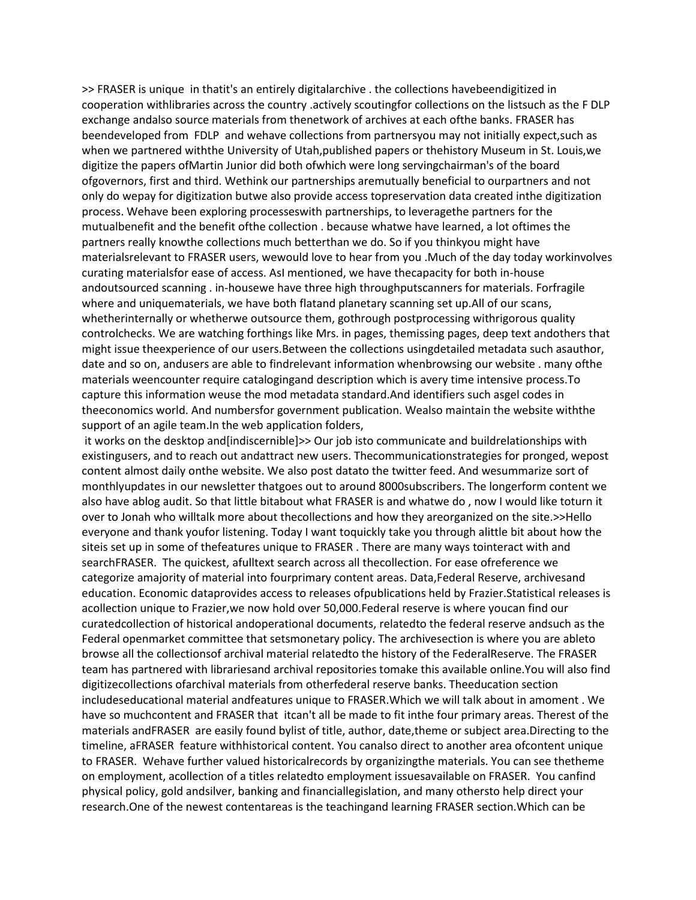>> FRASER is unique  in thatit's an entirely digitalarchive . the collections havebeendigitized in cooperation withlibraries across the country .actively scoutingfor collections on the listsuch as the F DLP exchange andalso source materials from thenetwork of archives at each ofthe banks. FRASER has beendeveloped from  FDLP  and wehave collections from partnersyou may not initially expect,such as when we partnered withthe University of Utah,published papers or thehistory Museum in St. Louis,we digitize the papers ofMartin Junior did both ofwhich were long servingchairman's of the board ofgovernors, first and third. Wethink our partnerships aremutually beneficial to ourpartners and not only do wepay for digitization butwe also provide access topreservation data created inthe digitization process. Wehave been exploring processeswith partnerships, to leveragethe partners for the mutualbenefit and the benefit ofthe collection . because whatwe have learned, a lot oftimes the partners really knowthe collections much betterthan we do. So if you thinkyou might have materialsrelevant to FRASER users, wewould love to hear from you .Much of the day today workinvolves curating materialsfor ease of access. AsI mentioned, we have thecapacity for both in-house andoutsourced scanning . in-housewe have three high throughputscanners for materials. Forfragile where and uniquematerials, we have both flatand planetary scanning set up.All of our scans, whetherinternally or whetherwe outsource them, gothrough postprocessing withrigorous quality controlchecks. We are watching forthings like Mrs. in pages, themissing pages, deep text andothers that might issue theexperience of our users.Between the collections usingdetailed metadata such asauthor, date and so on, andusers are able to findrelevant information whenbrowsing our website . many ofthe materials weencounter require catalogingand description which is avery time intensive process.To capture this information weuse the mod metadata standard.And identifiers such asgel codes in theeconomics world. And numbersfor government publication. Wealso maintain the website withthe support of an agile team.In the web application folders,

it works on the desktop and[indiscernible]>> Our job isto communicate and buildrelationships with existingusers, and to reach out andattract new users. Thecommunicationstrategies for pronged, wepost content almost daily onthe website. We also post datato the twitter feed. And wesummarize sort of monthlyupdates in our newsletter thatgoes out to around 8000subscribers. The longerform content we also have ablog audit. So that little bitabout what FRASER is and whatwe do , now I would like toturn it over to Jonah who willtalk more about thecollections and how they areorganized on the site.>>Hello everyone and thank youfor listening. Today I want toquickly take you through alittle bit about how the siteis set up in some of thefeatures unique to FRASER . There are many ways tointeract with and searchFRASER.  The quickest, afulltext search across all thecollection. For ease ofreference we categorize amajority of material into fourprimary content areas. Data,Federal Reserve, archivesand education. Economic dataprovides access to releases ofpublications held by Frazier.Statistical releases is acollection unique to Frazier,we now hold over 50,000.Federal reserve is where youcan find our curatedcollection of historical andoperational documents, relatedto the federal reserve andsuch as the Federal openmarket committee that setsmonetary policy. The archivesection is where you are ableto browse all the collectionsof archival material relatedto the history of the FederalReserve. The FRASER team has partnered with librariesand archival repositories tomake this available online.You will also find digitizecollections ofarchival materials from otherfederal reserve banks. Theeducation section includeseducational material andfeatures unique to FRASER.Which we will talk about in amoment . We have so muchcontent and FRASER that  itcan't all be made to fit inthe four primary areas. Therest of the materials andFRASER  are easily found bylist of title, author, date,theme or subject area.Directing to the timeline, aFRASER  feature withhistorical content. You canalso direct to another area ofcontent unique to FRASER.  Wehave further valued historicalrecords by organizingthe materials. You can see thetheme on employment, acollection of a titles relatedto employment issuesavailable on FRASER.  You canfind physical policy, gold andsilver, banking and financiallegislation, and many othersto help direct your research.One of the newest contentareas is the teachingand learning FRASER section.Which can be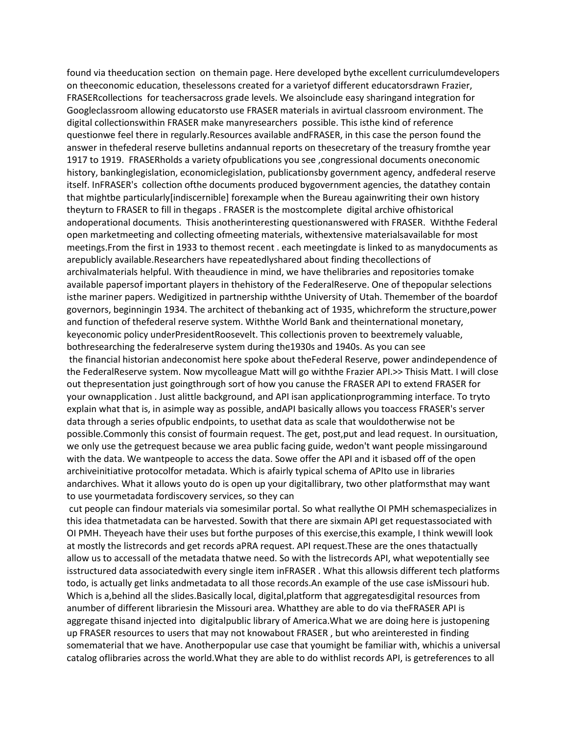found via theeducation section on themain page. Here developed bythe excellent curriculumdevelopers on theeconomic education, theselessons created for a varietyof different educatorsdrawn Frazier, FRASERcollections for teachersacross grade levels. We alsoinclude easy sharingand integration for Googleclassroom allowing educatorsto use FRASER materials in avirtual classroom environment. The digital collectionswithin FRASER make manyresearchers possible. This isthe kind of reference questionwe feel there in regularly.Resources available andFRASER, in this case the person found the answer in thefederal reserve bulletins andannual reports on thesecretary of the treasury fromthe year 1917 to 1919. FRASERholds a variety ofpublications you see ,congressional documents oneconomic history, bankinglegislation, economiclegislation, publicationsby government agency, andfederal reserve itself. InFRASER's collection ofthe documents produced bygovernment agencies, the datathey contain that mightbe particularly[indiscernible] forexample when the Bureau againwriting their own history theyturn to FRASER to fill in thegaps . FRASER is the mostcomplete digital archive ofhistorical andoperational documents. Thisis anotherinteresting questionanswered with FRASER. Withthe Federal open marketmeeting and collecting ofmeeting materials, withextensive materialsavailable for most meetings.From the first in 1933 to themost recent . each meetingdate is linked to as manydocuments as arepublicly available.Researchers have repeatedlyshared about finding thecollections of archivalmaterials helpful. With theaudience in mind, we have thelibraries and repositories tomake available papersof important players in thehistory of the FederalReserve. One of thepopular selections isthe mariner papers. Wedigitized in partnership withthe University of Utah. Themember of the boardof governors, beginningin 1934. The architect of thebanking act of 1935, whichreform the structure,power and function of thefederal reserve system. Withthe World Bank and theinternational monetary, keyeconomic policy underPresidentRoosevelt. This collectionis proven to beextremely valuable, bothresearching the federalreserve system during the1930s and 1940s. As you can see
the financial historian andeconomist here spoke about theFederal Reserve, power andindependence of the FederalReserve system. Now mycolleague Matt will go withthe Frazier API.>> Thisis Matt. I will close out thepresentation just goingthrough sort of how you canuse the FRASER API to extend FRASER for your ownapplication . Just alittle background, and API isan applicationprogramming interface. To tryto explain what that is, in asimple way as possible, andAPI basically allows you toaccess FRASER's server data through a series ofpublic endpoints, to usethat data as scale that wouldotherwise not be possible.Commonly this consist of fourmain request. The get, post,put and lead request. In oursituation, we only use the getrequest because we area public facing guide, wedon't want people missingaround with the data. We wantpeople to access the data. Sowe offer the API and it isbased off of the open archiveinitiative protocolfor metadata. Which is afairly typical schema of APIto use in libraries andarchives. What it allows youto do is open up your digitallibrary, two other platformsthat may want to use yourmetadata fordiscovery services, so they can
cut people can findour materials via somesimilar portal. So what reallythe OI PMH schemaspecializes in this idea thatmetadata can be harvested. Sowith that there are sixmain API get requestsassociated with OI PMH. Theyeach have their uses but forthe purposes of this exercise,this example, I think wewill look at mostly the listrecords and get records aPRA request. API request.These are the ones thatactually allow us to accessall of the metadata thatwe need. So with the listrecords API, what wepotentially see isstructured data associatedwith every single item inFRASER . What this allowsis different tech platforms todo, is actually get links andmetadata to all those records.An example of the use case isMissouri hub. Which is a,behind all the slides.Basically local, digital,platform that aggregatesdigital resources from anumber of different librariesin the Missouri area. Whatthey are able to do via theFRASER API is aggregate thisand injected into digitalpublic library of America.What we are doing here is justopening up FRASER resources to users that may not knowabout FRASER , but who areinterested in finding somematerial that we have. Anotherpopular use case that youmight be familiar with, whichis a universal catalog oflibraries across the world.What they are able to do withlist records API, is getreferences to all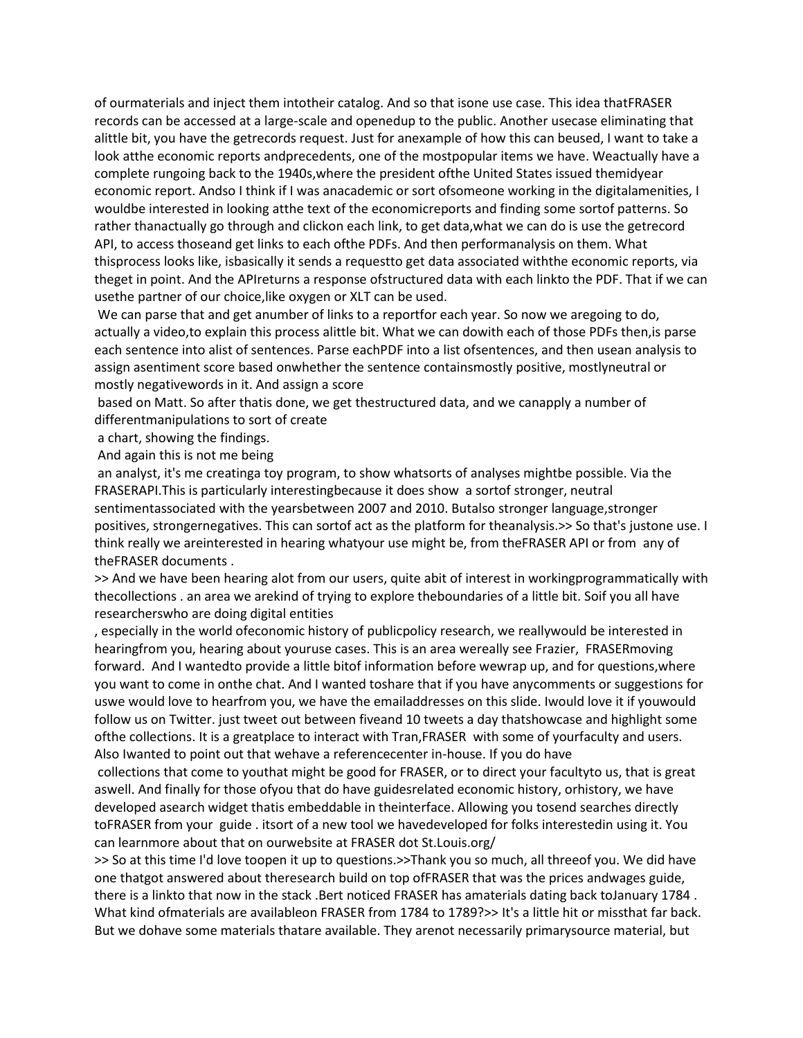of ourmaterials and inject them intotheir catalog. And so that isone use case. This idea thatFRASER records can be accessed at a large-scale and openedup to the public. Another usecase eliminating that alittle bit, you have the getrecords request. Just for anexample of how this can beused, I want to take a look atthe economic reports andprecedents, one of the mostpopular items we have. Weactually have a complete rungoing back to the 1940s,where the president ofthe United States issued themidyear economic report. Andso I think if I was anacademic or sort ofsomeone working in the digitalamenities, I wouldbe interested in looking atthe text of the economicreports and finding some sortof patterns. So rather thanactually go through and clickon each link, to get data,what we can do is use the getrecord API, to access thoseand get links to each ofthe PDFs. And then performanalysis on them. What thisprocess looks like, isbasically it sends a requestto get data associated withthe economic reports, via theget in point. And the APIreturns a response ofstructured data with each linkto the PDF. That if we can usethe partner of our choice,like oxygen or XLT can be used.

We can parse that and get anumber of links to a reportfor each year. So now we aregoing to do, actually a video,to explain this process alittle bit. What we can dowith each of those PDFs then,is parse each sentence into alist of sentences. Parse eachPDF into a list ofsentences, and then usean analysis to assign asentiment score based onwhether the sentence containsmostly positive, mostlyneutral or mostly negativewords in it. And assign a score

based on Matt. So after thatis done, we get thestructured data, and we canapply a number of differentmanipulations to sort of create

a chart, showing the findings.

And again this is not me being

an analyst, it's me creatinga toy program, to show whatsorts of analyses mightbe possible. Via the FRASERAPI.This is particularly interestingbecause it does show a sortof stronger, neutral sentimentassociated with the yearsbetween 2007 and 2010. Butalso stronger language,stronger positives, strongernegatives. This can sortof act as the platform for theanalysis.>> So that's justone use. I think really we areinterested in hearing whatyour use might be, from theFRASER API or from any of theFRASER documents .

>> And we have been hearing alot from our users, quite abit of interest in workingprogrammatically with thecollections . an area we arekind of trying to explore theboundaries of a little bit. Soif you all have researcherswho are doing digital entities

, especially in the world ofeconomic history of publicpolicy research, we reallywould be interested in hearingfrom you, hearing about youruse cases. This is an area wereally see Frazier, FRASERmoving forward. And I wantedto provide a little bitof information before wewrap up, and for questions,where you want to come in onthe chat. And I wanted toshare that if you have anycomments or suggestions for uswe would love to hearfrom you, we have the emailaddresses on this slide. Iwould love it if youwould follow us on Twitter. just tweet out between fiveand 10 tweets a day thatshowcase and highlight some ofthe collections. It is a greatplace to interact with Tran,FRASER with some of yourfaculty and users. Also Iwanted to point out that wehave a referencecenter in-house. If you do have

collections that come to youthat might be good for FRASER, or to direct your facultyto us, that is great aswell. And finally for those ofyou that do have guidesrelated economic history, orhistory, we have developed asearch widget thatis embeddable in theinterface. Allowing you tosend searches directly toFRASER from your guide . itsort of a new tool we havedeveloped for folks interestedin using it. You can learnmore about that on ourwebsite at FRASER dot St.Louis.org/

>> So at this time I'd love tooopen it up to questions.>>Thank you so much, all threeof you. We did have one thatgot answered about theresearch build on top ofFRASER that was the prices andwages guide, there is a linkto that now in the stack .Bert noticed FRASER has amaterials dating back toJanuary 1784 . What kind ofmaterials are availableon FRASER from 1784 to 1789?>> It's a little hit or missthat far back. But we dohave some materials thatare available. They arenot necessarily primarysource material, but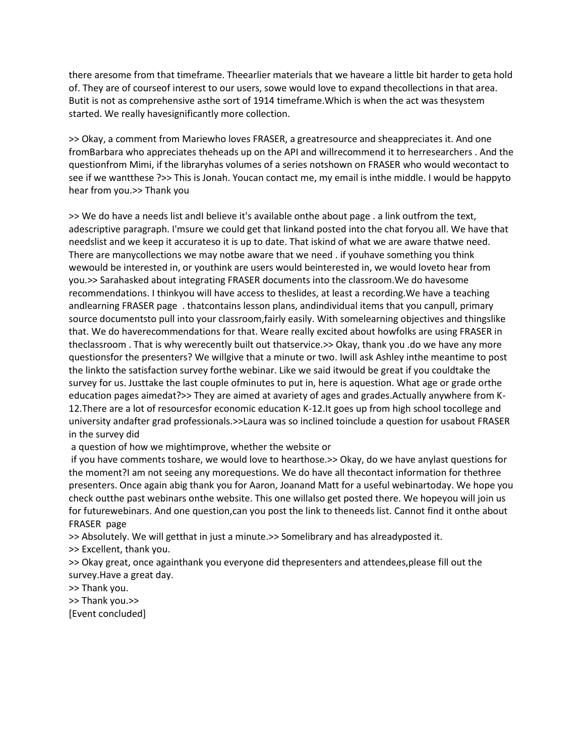there aresome from that timeframe. Theearlier materials that we haveare a little bit harder to geta hold of. They are of courseof interest to our users, sowe would love to expand thecollections in that area. Butit is not as comprehensive asthe sort of 1914 timeframe.Which is when the act was thesystem started. We really havesignificantly more collection.

>> Okay, a comment from Mariewho loves FRASER, a greatresource and sheappreciates it. And one fromBarbara who appreciates theheads up on the API and willrecommend it to herresearchers . And the questionfrom Mimi, if the libraryhas volumes of a series notshown on FRASER who would wecontact to see if we wantthese ?>> This is Jonah. Youcan contact me, my email is inthe middle. I would be happyto hear from you.>> Thank you

>> We do have a needs list andI believe it's available onthe about page . a link outfrom the text, adescriptive paragraph. I'msure we could get that linkand posted into the chat foryou all. We have that needslist and we keep it accurateso it is up to date. That iskind of what we are aware thatwe need. There are manycollections we may notbe aware that we need . if youhave something you think wewould be interested in, or youthink are users would beinterested in, we would loveto hear from you.>> Sarahasked about integrating FRASER documents into the classroom.We do havesome recommendations. I thinkyou will have access to theslides, at least a recording.We have a teaching andlearning FRASER page . thatcontains lesson plans, andindividual items that you canpull, primary source documentsto pull into your classroom,fairly easily. With somelearning objectives and thingslike that. We do haverecommendations for that. Weare really excited about howfolks are using FRASER in theclassroom . That is why werecently built out thatservice.>> Okay, thank you .do we have any more questionsfor the presenters? We willgive that a minute or two. Iwill ask Ashley inthe meantime to post the linkto the satisfaction survey forthe webinar. Like we said itwould be great if you couldtake the survey for us. Justtake the last couple ofminutes to put in, here is aquestion. What age or grade orthe education pages aimedat?>> They are aimed at avariety of ages and grades.Actually anywhere from K-12.There are a lot of resourcesfor economic education K-12.It goes up from high school tocollege and university andafter grad professionals.>>Laura was so inclined toinclude a question for usabout FRASER in the survey did
a question of how we mightimprove, whether the website or
if you have comments toshare, we would love to hearthose.>> Okay, do we have anylast questions for the moment?I am not seeing any morequestions. We do have all thecontact information for thethree presenters. Once again abig thank you for Aaron, Joanand Matt for a useful webinartoday. We hope you check outthe past webinars onthe website. This one willalso get posted there. We hopeyou will join us for futurewebinars. And one question,can you post the link to theneeds list. Cannot find it onthe about FRASER page
>> Absolutely. We will getthat in just a minute.>> Somelibrary and has alreadyposted it.
>> Excellent, thank you.
>> Okay great, once againthank you everyone did thepresenters and attendees,please fill out the survey.Have a great day.
>> Thank you.
>> Thank you.>>
[Event concluded]